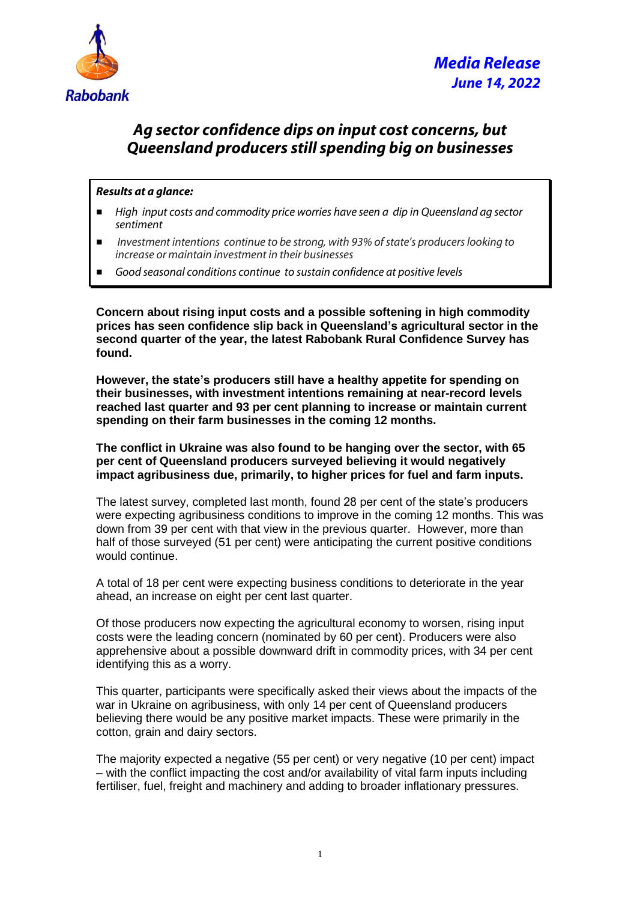**Rabobank**

***Media Release***
***June 14, 2022***

# *Ag sector confidence dips on input cost concerns, but Queensland producers still spending big on businesses*

***Results at a glance:***

- *High input costs and commodity price worries have seen a dip in Queensland ag sector sentiment*
- *Investment intentions continue to be strong, with 93% of state's producers looking to increase or maintain investment in their businesses*
- *Good seasonal conditions continue to sustain confidence at positive levels*

**Concern about rising input costs and a possible softening in high commodity prices has seen confidence slip back in Queensland's agricultural sector in the second quarter of the year, the latest Rabobank Rural Confidence Survey has found.**

**However, the state's producers still have a healthy appetite for spending on their businesses, with investment intentions remaining at near-record levels reached last quarter and 93 per cent planning to increase or maintain current spending on their farm businesses in the coming 12 months.**

**The conflict in Ukraine was also found to be hanging over the sector, with 65 per cent of Queensland producers surveyed believing it would negatively impact agribusiness due, primarily, to higher prices for fuel and farm inputs.**

The latest survey, completed last month, found 28 per cent of the state's producers were expecting agribusiness conditions to improve in the coming 12 months. This was down from 39 per cent with that view in the previous quarter. However, more than half of those surveyed (51 per cent) were anticipating the current positive conditions would continue.

A total of 18 per cent were expecting business conditions to deteriorate in the year ahead, an increase on eight per cent last quarter.

Of those producers now expecting the agricultural economy to worsen, rising input costs were the leading concern (nominated by 60 per cent). Producers were also apprehensive about a possible downward drift in commodity prices, with 34 per cent identifying this as a worry.

This quarter, participants were specifically asked their views about the impacts of the war in Ukraine on agribusiness, with only 14 per cent of Queensland producers believing there would be any positive market impacts. These were primarily in the cotton, grain and dairy sectors.

The majority expected a negative (55 per cent) or very negative (10 per cent) impact – with the conflict impacting the cost and/or availability of vital farm inputs including fertiliser, fuel, freight and machinery and adding to broader inflationary pressures.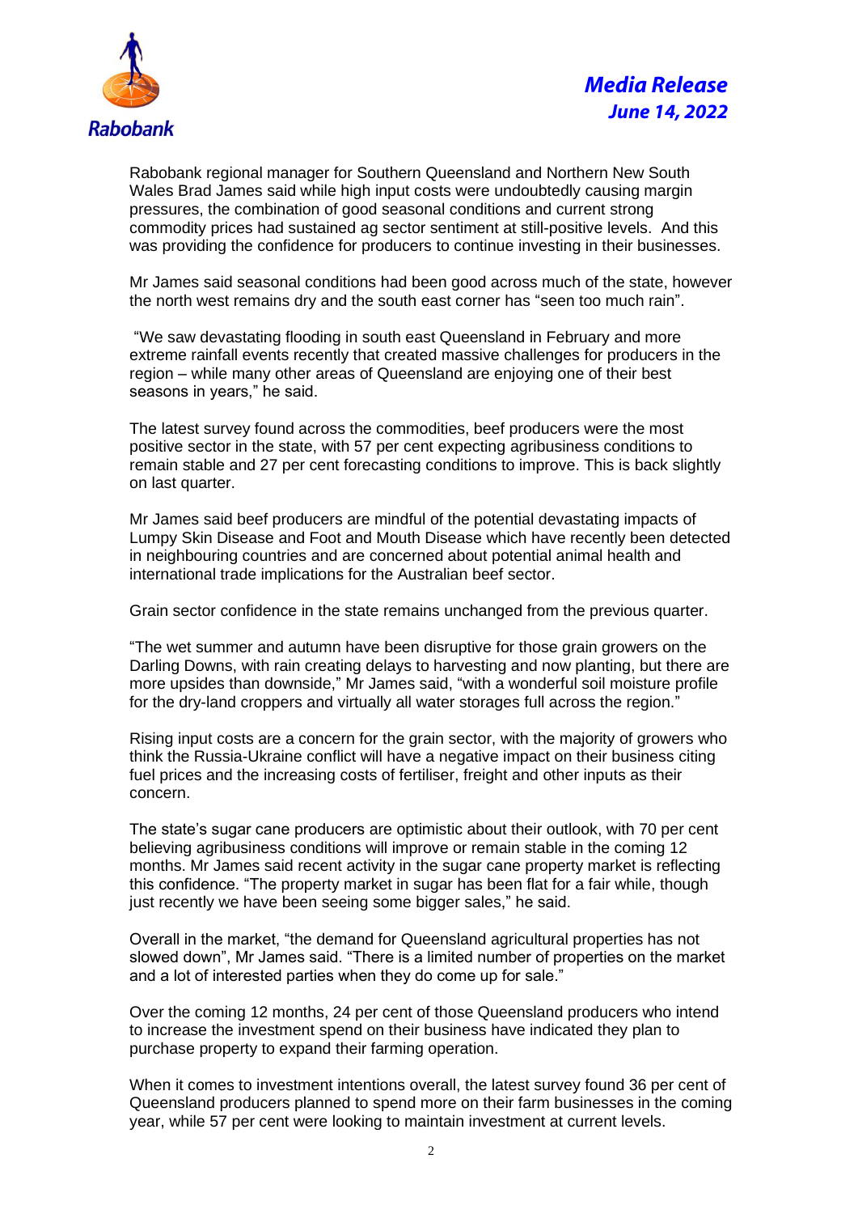Rabobank regional manager for Southern Queensland and Northern New South Wales Brad James said while high input costs were undoubtedly causing margin pressures, the combination of good seasonal conditions and current strong commodity prices had sustained ag sector sentiment at still-positive levels. And this was providing the confidence for producers to continue investing in their businesses.

Mr James said seasonal conditions had been good across much of the state, however the north west remains dry and the south east corner has "seen too much rain".

"We saw devastating flooding in south east Queensland in February and more extreme rainfall events recently that created massive challenges for producers in the region – while many other areas of Queensland are enjoying one of their best seasons in years," he said.

The latest survey found across the commodities, beef producers were the most positive sector in the state, with 57 per cent expecting agribusiness conditions to remain stable and 27 per cent forecasting conditions to improve. This is back slightly on last quarter.

Mr James said beef producers are mindful of the potential devastating impacts of Lumpy Skin Disease and Foot and Mouth Disease which have recently been detected in neighbouring countries and are concerned about potential animal health and international trade implications for the Australian beef sector.

Grain sector confidence in the state remains unchanged from the previous quarter.

"The wet summer and autumn have been disruptive for those grain growers on the Darling Downs, with rain creating delays to harvesting and now planting, but there are more upsides than downside," Mr James said, "with a wonderful soil moisture profile for the dry-land croppers and virtually all water storages full across the region."

Rising input costs are a concern for the grain sector, with the majority of growers who think the Russia-Ukraine conflict will have a negative impact on their business citing fuel prices and the increasing costs of fertiliser, freight and other inputs as their concern.

The state's sugar cane producers are optimistic about their outlook, with 70 per cent believing agribusiness conditions will improve or remain stable in the coming 12 months. Mr James said recent activity in the sugar cane property market is reflecting this confidence. "The property market in sugar has been flat for a fair while, though just recently we have been seeing some bigger sales," he said.

Overall in the market, "the demand for Queensland agricultural properties has not slowed down", Mr James said. "There is a limited number of properties on the market and a lot of interested parties when they do come up for sale."

Over the coming 12 months, 24 per cent of those Queensland producers who intend to increase the investment spend on their business have indicated they plan to purchase property to expand their farming operation.

When it comes to investment intentions overall, the latest survey found 36 per cent of Queensland producers planned to spend more on their farm businesses in the coming year, while 57 per cent were looking to maintain investment at current levels.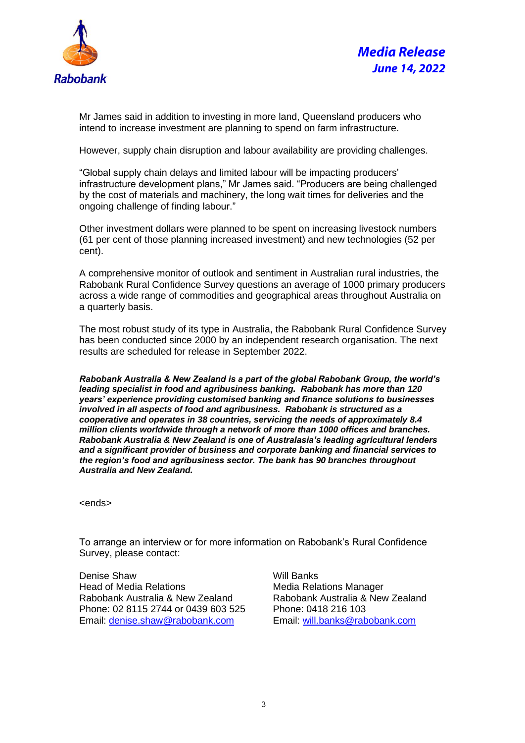Mr James said in addition to investing in more land, Queensland producers who intend to increase investment are planning to spend on farm infrastructure.

However, supply chain disruption and labour availability are providing challenges.

"Global supply chain delays and limited labour will be impacting producers' infrastructure development plans," Mr James said. "Producers are being challenged by the cost of materials and machinery, the long wait times for deliveries and the ongoing challenge of finding labour."

Other investment dollars were planned to be spent on increasing livestock numbers (61 per cent of those planning increased investment) and new technologies (52 per cent).

A comprehensive monitor of outlook and sentiment in Australian rural industries, the Rabobank Rural Confidence Survey questions an average of 1000 primary producers across a wide range of commodities and geographical areas throughout Australia on a quarterly basis.

The most robust study of its type in Australia, the Rabobank Rural Confidence Survey has been conducted since 2000 by an independent research organisation. The next results are scheduled for release in September 2022.

***Rabobank Australia & New Zealand is a part of the global Rabobank Group, the world's leading specialist in food and agribusiness banking. Rabobank has more than 120 years' experience providing customised banking and finance solutions to businesses involved in all aspects of food and agribusiness. Rabobank is structured as a cooperative and operates in 38 countries, servicing the needs of approximately 8.4 million clients worldwide through a network of more than 1000 offices and branches. Rabobank Australia & New Zealand is one of Australasia's leading agricultural lenders and a significant provider of business and corporate banking and financial services to the region's food and agribusiness sector. The bank has 90 branches throughout Australia and New Zealand.***

<ends>

To arrange an interview or for more information on Rabobank's Rural Confidence Survey, please contact:

Denise Shaw
Head of Media Relations
Rabobank Australia & New Zealand
Phone: 02 8115 2744 or 0439 603 525
Email: denise.shaw@rabobank.com

Will Banks
Media Relations Manager
Rabobank Australia & New Zealand
Phone: 0418 216 103
Email: will.banks@rabobank.com